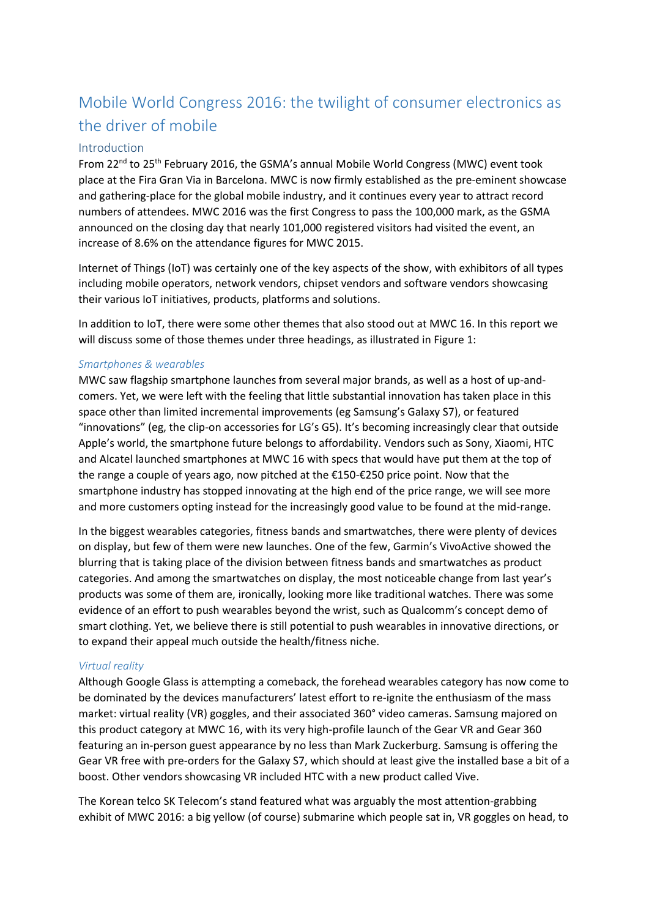# Mobile World Congress 2016: the twilight of consumer electronics as the driver of mobile

## Introduction

From 22nd to 25th February 2016, the GSMA's annual Mobile World Congress (MWC) event took place at the Fira Gran Via in Barcelona. MWC is now firmly established as the pre-eminent showcase and gathering-place for the global mobile industry, and it continues every year to attract record numbers of attendees. MWC 2016 was the first Congress to pass the 100,000 mark, as the GSMA announced on the closing day that nearly 101,000 registered visitors had visited the event, an increase of 8.6% on the attendance figures for MWC 2015.

Internet of Things (IoT) was certainly one of the key aspects of the show, with exhibitors of all types including mobile operators, network vendors, chipset vendors and software vendors showcasing their various IoT initiatives, products, platforms and solutions.

In addition to IoT, there were some other themes that also stood out at MWC 16. In this report we will discuss some of those themes under three headings, as illustrated in Figure 1:

### *Smartphones & wearables*

MWC saw flagship smartphone launches from several major brands, as well as a host of up-and-comers. Yet, we were left with the feeling that little substantial innovation has taken place in this space other than limited incremental improvements (eg Samsung's Galaxy S7), or featured "innovations" (eg, the clip-on accessories for LG's G5). It's becoming increasingly clear that outside Apple's world, the smartphone future belongs to affordability. Vendors such as Sony, Xiaomi, HTC and Alcatel launched smartphones at MWC 16 with specs that would have put them at the top of the range a couple of years ago, now pitched at the €150-€250 price point. Now that the smartphone industry has stopped innovating at the high end of the price range, we will see more and more customers opting instead for the increasingly good value to be found at the mid-range.

In the biggest wearables categories, fitness bands and smartwatches, there were plenty of devices on display, but few of them were new launches. One of the few, Garmin's VivoActive showed the blurring that is taking place of the division between fitness bands and smartwatches as product categories. And among the smartwatches on display, the most noticeable change from last year's products was some of them are, ironically, looking more like traditional watches. There was some evidence of an effort to push wearables beyond the wrist, such as Qualcomm's concept demo of smart clothing. Yet, we believe there is still potential to push wearables in innovative directions, or to expand their appeal much outside the health/fitness niche.

### *Virtual reality*

Although Google Glass is attempting a comeback, the forehead wearables category has now come to be dominated by the devices manufacturers' latest effort to re-ignite the enthusiasm of the mass market: virtual reality (VR) goggles, and their associated 360° video cameras. Samsung majored on this product category at MWC 16, with its very high-profile launch of the Gear VR and Gear 360 featuring an in-person guest appearance by no less than Mark Zuckerburg. Samsung is offering the Gear VR free with pre-orders for the Galaxy S7, which should at least give the installed base a bit of a boost. Other vendors showcasing VR included HTC with a new product called Vive.

The Korean telco SK Telecom's stand featured what was arguably the most attention-grabbing exhibit of MWC 2016: a big yellow (of course) submarine which people sat in, VR goggles on head, to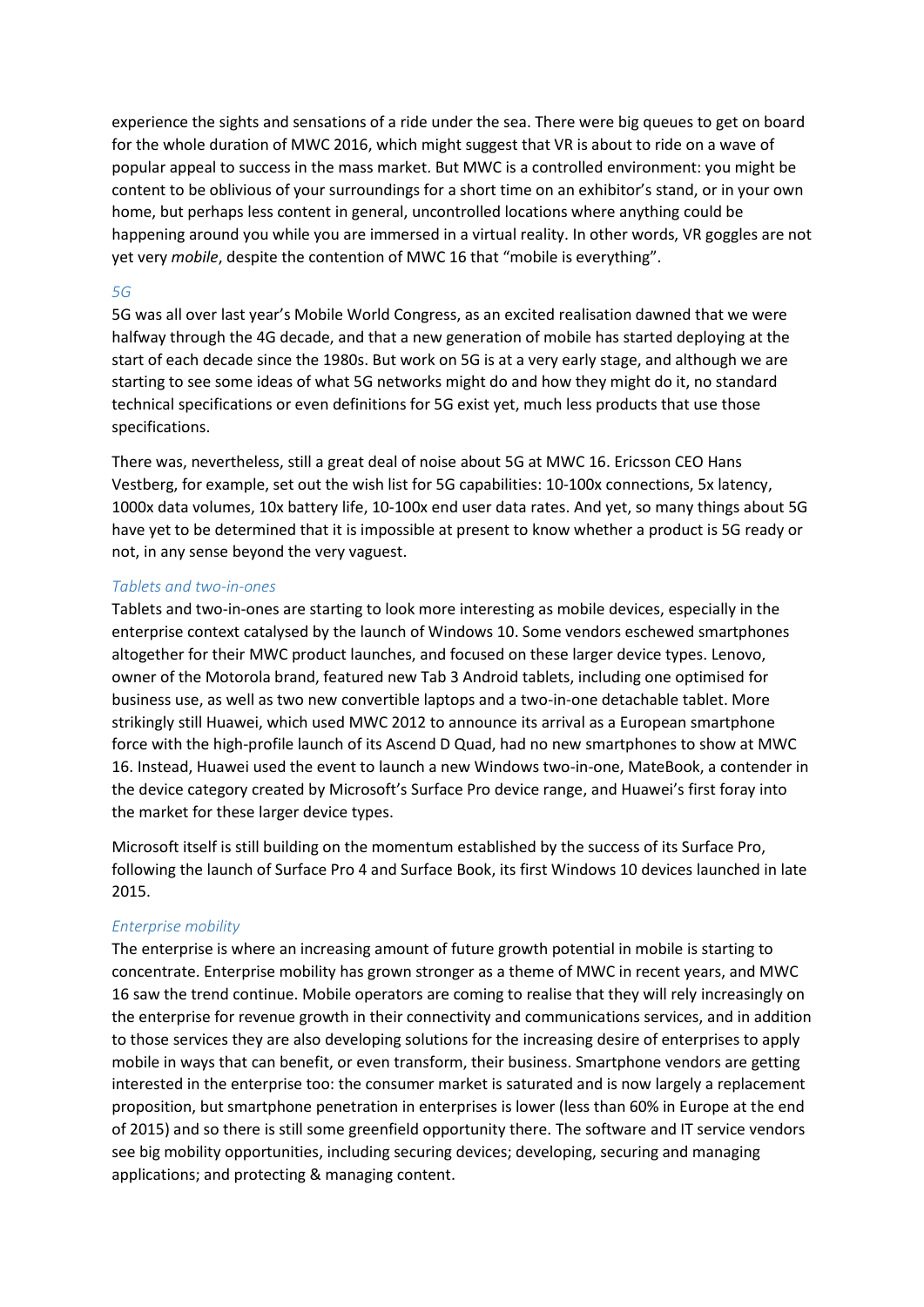experience the sights and sensations of a ride under the sea. There were big queues to get on board for the whole duration of MWC 2016, which might suggest that VR is about to ride on a wave of popular appeal to success in the mass market. But MWC is a controlled environment: you might be content to be oblivious of your surroundings for a short time on an exhibitor's stand, or in your own home, but perhaps less content in general, uncontrolled locations where anything could be happening around you while you are immersed in a virtual reality. In other words, VR goggles are not yet very *mobile*, despite the contention of MWC 16 that "mobile is everything".

### *5G*

5G was all over last year's Mobile World Congress, as an excited realisation dawned that we were halfway through the 4G decade, and that a new generation of mobile has started deploying at the start of each decade since the 1980s. But work on 5G is at a very early stage, and although we are starting to see some ideas of what 5G networks might do and how they might do it, no standard technical specifications or even definitions for 5G exist yet, much less products that use those specifications.

There was, nevertheless, still a great deal of noise about 5G at MWC 16. Ericsson CEO Hans Vestberg, for example, set out the wish list for 5G capabilities: 10-100x connections, 5x latency, 1000x data volumes, 10x battery life, 10-100x end user data rates. And yet, so many things about 5G have yet to be determined that it is impossible at present to know whether a product is 5G ready or not, in any sense beyond the very vaguest.

### *Tablets and two-in-ones*

Tablets and two-in-ones are starting to look more interesting as mobile devices, especially in the enterprise context catalysed by the launch of Windows 10. Some vendors eschewed smartphones altogether for their MWC product launches, and focused on these larger device types. Lenovo, owner of the Motorola brand, featured new Tab 3 Android tablets, including one optimised for business use, as well as two new convertible laptops and a two-in-one detachable tablet. More strikingly still Huawei, which used MWC 2012 to announce its arrival as a European smartphone force with the high-profile launch of its Ascend D Quad, had no new smartphones to show at MWC 16. Instead, Huawei used the event to launch a new Windows two-in-one, MateBook, a contender in the device category created by Microsoft's Surface Pro device range, and Huawei's first foray into the market for these larger device types.

Microsoft itself is still building on the momentum established by the success of its Surface Pro, following the launch of Surface Pro 4 and Surface Book, its first Windows 10 devices launched in late 2015.

### *Enterprise mobility*

The enterprise is where an increasing amount of future growth potential in mobile is starting to concentrate. Enterprise mobility has grown stronger as a theme of MWC in recent years, and MWC 16 saw the trend continue. Mobile operators are coming to realise that they will rely increasingly on the enterprise for revenue growth in their connectivity and communications services, and in addition to those services they are also developing solutions for the increasing desire of enterprises to apply mobile in ways that can benefit, or even transform, their business. Smartphone vendors are getting interested in the enterprise too: the consumer market is saturated and is now largely a replacement proposition, but smartphone penetration in enterprises is lower (less than 60% in Europe at the end of 2015) and so there is still some greenfield opportunity there. The software and IT service vendors see big mobility opportunities, including securing devices; developing, securing and managing applications; and protecting & managing content.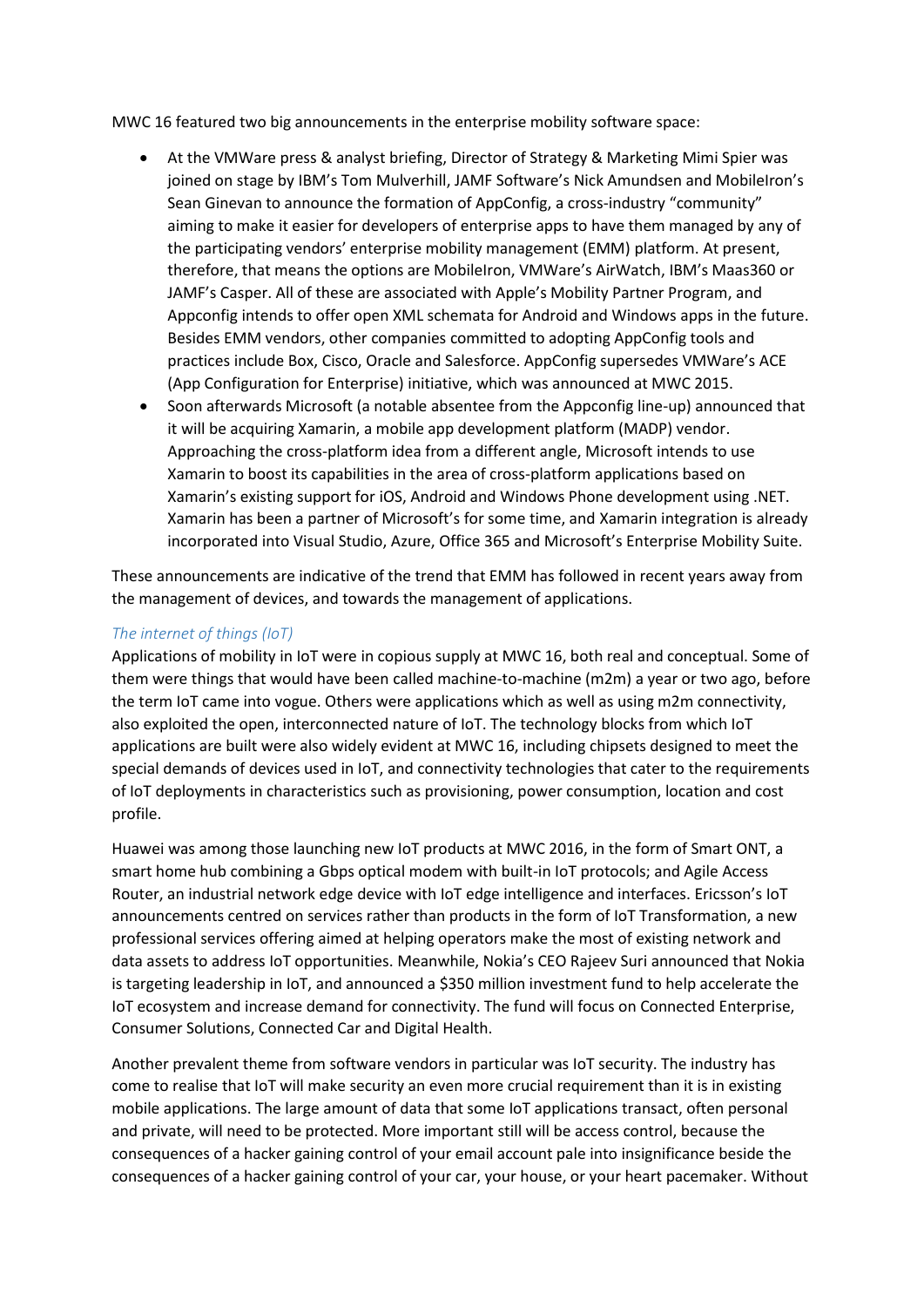MWC 16 featured two big announcements in the enterprise mobility software space:

- At the VMWare press & analyst briefing, Director of Strategy & Marketing Mimi Spier was joined on stage by IBM's Tom Mulverhill, JAMF Software's Nick Amundsen and MobileIron's Sean Ginevan to announce the formation of AppConfig, a cross-industry "community" aiming to make it easier for developers of enterprise apps to have them managed by any of the participating vendors' enterprise mobility management (EMM) platform. At present, therefore, that means the options are MobileIron, VMWare's AirWatch, IBM's Maas360 or JAMF's Casper. All of these are associated with Apple's Mobility Partner Program, and Appconfig intends to offer open XML schemata for Android and Windows apps in the future. Besides EMM vendors, other companies committed to adopting AppConfig tools and practices include Box, Cisco, Oracle and Salesforce. AppConfig supersedes VMWare's ACE (App Configuration for Enterprise) initiative, which was announced at MWC 2015.
- Soon afterwards Microsoft (a notable absentee from the Appconfig line-up) announced that it will be acquiring Xamarin, a mobile app development platform (MADP) vendor. Approaching the cross-platform idea from a different angle, Microsoft intends to use Xamarin to boost its capabilities in the area of cross-platform applications based on Xamarin's existing support for iOS, Android and Windows Phone development using .NET. Xamarin has been a partner of Microsoft's for some time, and Xamarin integration is already incorporated into Visual Studio, Azure, Office 365 and Microsoft's Enterprise Mobility Suite.

These announcements are indicative of the trend that EMM has followed in recent years away from the management of devices, and towards the management of applications.

### *The internet of things (IoT)*

Applications of mobility in IoT were in copious supply at MWC 16, both real and conceptual. Some of them were things that would have been called machine-to-machine (m2m) a year or two ago, before the term IoT came into vogue. Others were applications which as well as using m2m connectivity, also exploited the open, interconnected nature of IoT. The technology blocks from which IoT applications are built were also widely evident at MWC 16, including chipsets designed to meet the special demands of devices used in IoT, and connectivity technologies that cater to the requirements of IoT deployments in characteristics such as provisioning, power consumption, location and cost profile.

Huawei was among those launching new IoT products at MWC 2016, in the form of Smart ONT, a smart home hub combining a Gbps optical modem with built-in IoT protocols; and Agile Access Router, an industrial network edge device with IoT edge intelligence and interfaces. Ericsson's IoT announcements centred on services rather than products in the form of IoT Transformation, a new professional services offering aimed at helping operators make the most of existing network and data assets to address IoT opportunities. Meanwhile, Nokia's CEO Rajeev Suri announced that Nokia is targeting leadership in IoT, and announced a $350 million investment fund to help accelerate the IoT ecosystem and increase demand for connectivity. The fund will focus on Connected Enterprise, Consumer Solutions, Connected Car and Digital Health.

Another prevalent theme from software vendors in particular was IoT security. The industry has come to realise that IoT will make security an even more crucial requirement than it is in existing mobile applications. The large amount of data that some IoT applications transact, often personal and private, will need to be protected. More important still will be access control, because the consequences of a hacker gaining control of your email account pale into insignificance beside the consequences of a hacker gaining control of your car, your house, or your heart pacemaker. Without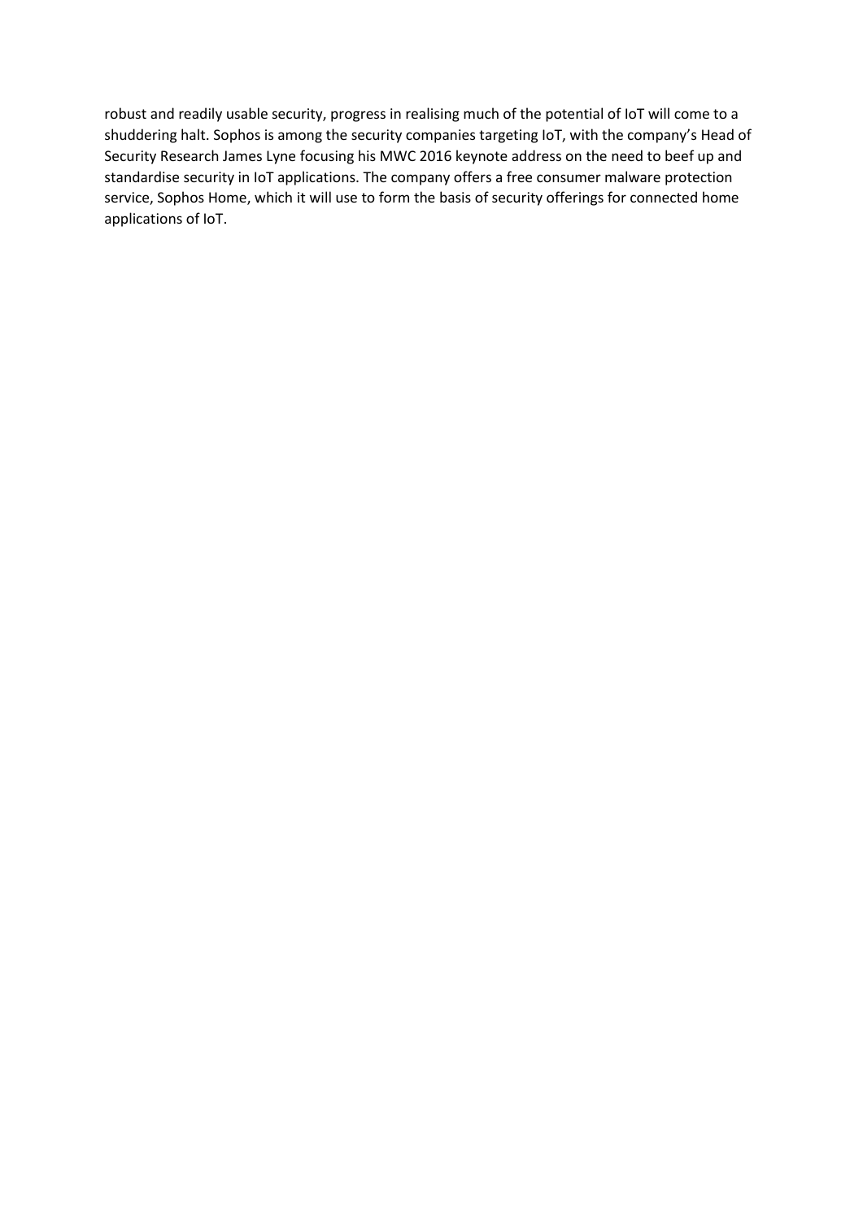robust and readily usable security, progress in realising much of the potential of IoT will come to a shuddering halt. Sophos is among the security companies targeting IoT, with the company's Head of Security Research James Lyne focusing his MWC 2016 keynote address on the need to beef up and standardise security in IoT applications. The company offers a free consumer malware protection service, Sophos Home, which it will use to form the basis of security offerings for connected home applications of IoT.